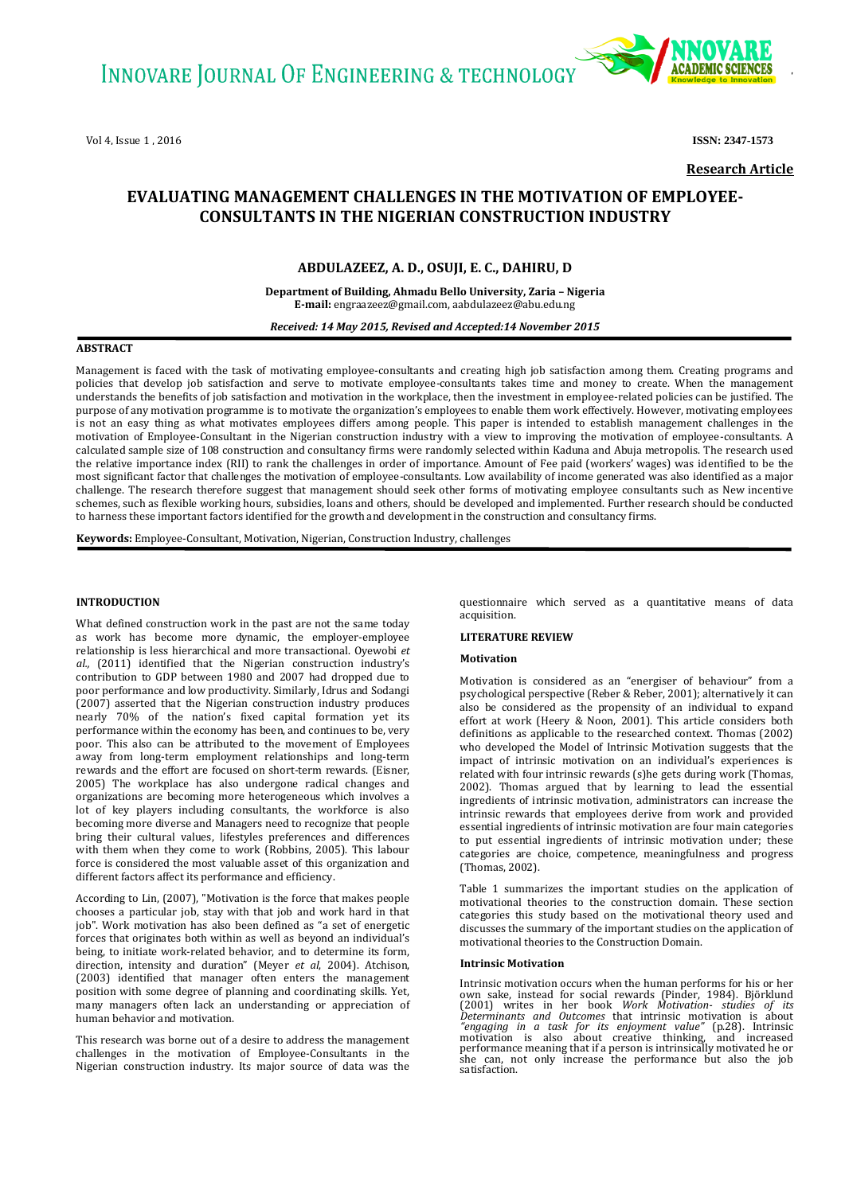Research Article

# EVALUATING MANAGEMENT CHALLENGES IN THE MOTIVATION OF EMPLOYEE-CONSULTANTS IN THE NIGERIAN CONSTRUCTION INDUSTRY

**ABDULAZEEZ, A. D., OSUJI, E. C., DAHIRU, D**

**Department of Building, Ahmadu Bello University, Zaria – Nigeria**
**E-mail:** engraazeez@gmail.com, aabdulazeez@abu.edu.ng

***Received: 14 May 2015, Revised and Accepted:14 November 2015***

## ABSTRACT

Management is faced with the task of motivating employee-consultants and creating high job satisfaction among them. Creating programs and policies that develop job satisfaction and serve to motivate employee-consultants takes time and money to create. When the management understands the benefits of job satisfaction and motivation in the workplace, then the investment in employee-related policies can be justified. The purpose of any motivation programme is to motivate the organization's employees to enable them work effectively. However, motivating employees is not an easy thing as what motivates employees differs among people. This paper is intended to establish management challenges in the motivation of Employee-Consultant in the Nigerian construction industry with a view to improving the motivation of employee-consultants. A calculated sample size of 108 construction and consultancy firms were randomly selected within Kaduna and Abuja metropolis. The research used the relative importance index (RII) to rank the challenges in order of importance. Amount of Fee paid (workers' wages) was identified to be the most significant factor that challenges the motivation of employee-consultants. Low availability of income generated was also identified as a major challenge. The research therefore suggest that management should seek other forms of motivating employee consultants such as New incentive schemes, such as flexible working hours, subsidies, loans and others, should be developed and implemented. Further research should be conducted to harness these important factors identified for the growth and development in the construction and consultancy firms.

**Keywords:** Employee-Consultant, Motivation, Nigerian, Construction Industry, challenges

## INTRODUCTION

What defined construction work in the past are not the same today as work has become more dynamic, the employer-employee relationship is less hierarchical and more transactional. Oyewobi *et al.,* (2011) identified that the Nigerian construction industry's contribution to GDP between 1980 and 2007 had dropped due to poor performance and low productivity. Similarly, Idrus and Sodangi (2007) asserted that the Nigerian construction industry produces nearly 70% of the nation's fixed capital formation yet its performance within the economy has been, and continues to be, very poor. This also can be attributed to the movement of Employees away from long-term employment relationships and long-term rewards and the effort are focused on short-term rewards. (Eisner, 2005) The workplace has also undergone radical changes and organizations are becoming more heterogeneous which involves a lot of key players including consultants, the workforce is also becoming more diverse and Managers need to recognize that people bring their cultural values, lifestyles preferences and differences with them when they come to work (Robbins, 2005). This labour force is considered the most valuable asset of this organization and different factors affect its performance and efficiency.

According to Lin, (2007), "Motivation is the force that makes people chooses a particular job, stay with that job and work hard in that job". Work motivation has also been defined as "a set of energetic forces that originates both within as well as beyond an individual's being, to initiate work-related behavior, and to determine its form, direction, intensity and duration" (Meyer *et al*, 2004). Atchison, (2003) identified that manager often enters the management position with some degree of planning and coordinating skills. Yet, many managers often lack an understanding or appreciation of human behavior and motivation.

This research was borne out of a desire to address the management challenges in the motivation of Employee-Consultants in the Nigerian construction industry. Its major source of data was the questionnaire which served as a quantitative means of data acquisition.

## LITERATURE REVIEW

### Motivation

Motivation is considered as an "energiser of behaviour" from a psychological perspective (Reber & Reber, 2001); alternatively it can also be considered as the propensity of an individual to expand effort at work (Heery & Noon, 2001). This article considers both definitions as applicable to the researched context. Thomas (2002) who developed the Model of Intrinsic Motivation suggests that the impact of intrinsic motivation on an individual's experiences is related with four intrinsic rewards (s)he gets during work (Thomas, 2002). Thomas argued that by learning to lead the essential ingredients of intrinsic motivation, administrators can increase the intrinsic rewards that employees derive from work and provided essential ingredients of intrinsic motivation are four main categories to put essential ingredients of intrinsic motivation under; these categories are choice, competence, meaningfulness and progress (Thomas, 2002).

Table 1 summarizes the important studies on the application of motivational theories to the construction domain. These section categories this study based on the motivational theory used and discusses the summary of the important studies on the application of motivational theories to the Construction Domain.

### Intrinsic Motivation

Intrinsic motivation occurs when the human performs for his or her own sake, instead for social rewards (Pinder, 1984). Björklund (2001) writes in her book *Work Motivation- studies of its Determinants and Outcomes* that intrinsic motivation is about *"engaging in a task for its enjoyment value"* (p.28). Intrinsic motivation is also about creative thinking, and increased performance meaning that if a person is intrinsically motivated he or she can, not only increase the performance but also the job satisfaction.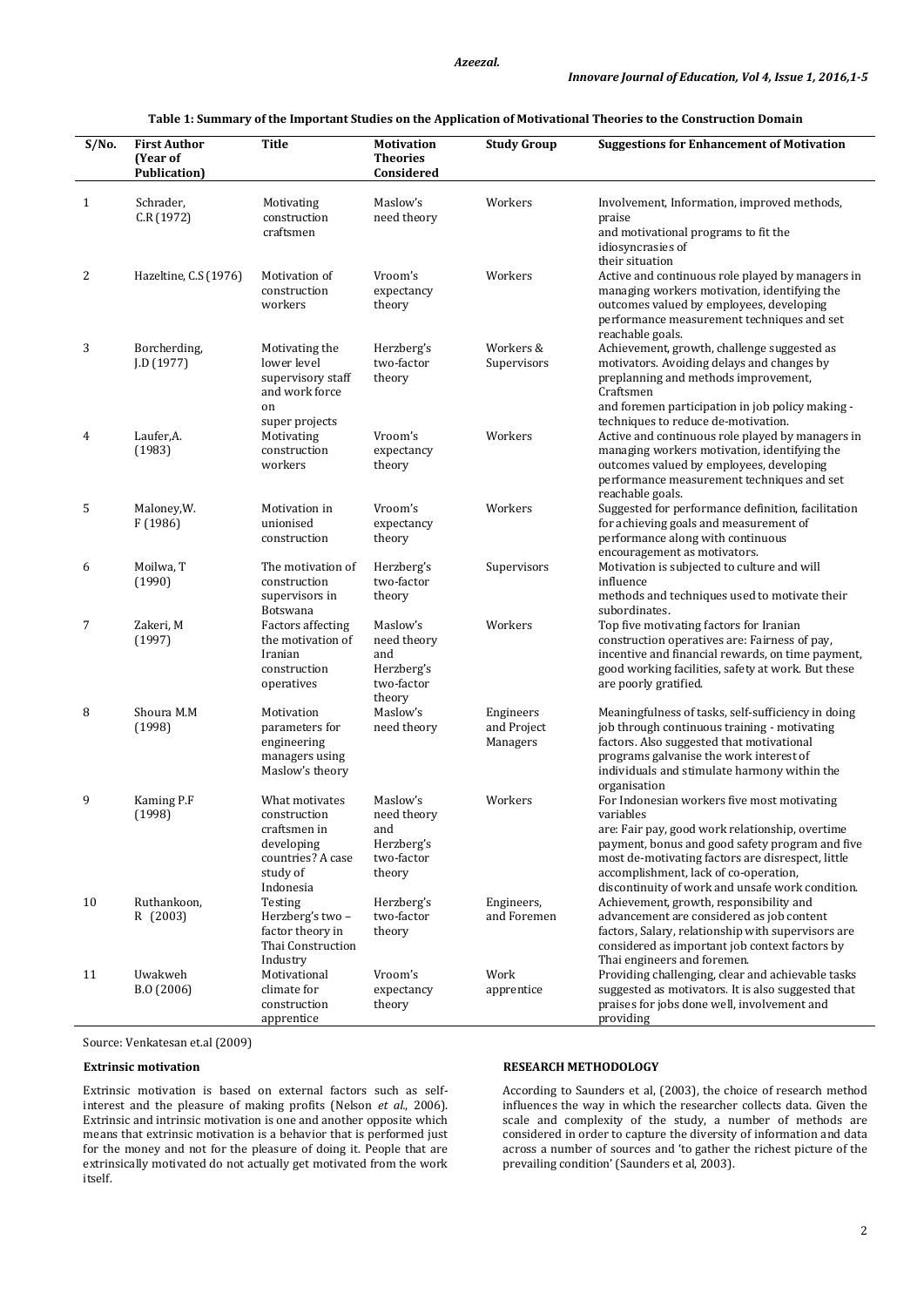**Table 1: Summary of the Important Studies on the Application of Motivational Theories to the Construction Domain**

| S/No. | First Author (Year of Publication) | Title | Motivation Theories Considered | Study Group | Suggestions for Enhancement of Motivation |
|---|---|---|---|---|---|
| 1 | Schrader, C.R (1972) | Motivating construction craftsmen | Maslow's need theory | Workers | Involvement, Information, improved methods, praise and motivational programs to fit the idiosyncrasies of their situation |
| 2 | Hazeltine, C.S (1976) | Motivation of construction workers | Vroom's expectancy theory | Workers | Active and continuous role played by managers in managing workers motivation, identifying the outcomes valued by employees, developing performance measurement techniques and set reachable goals. |
| 3 | Borcherding, J.D (1977) | Motivating the lower level supervisory staff and work force on super projects | Herzberg's two-factor theory | Workers & Supervisors | Achievement, growth, challenge suggested as motivators. Avoiding delays and changes by preplanning and methods improvement, Craftsmen and foremen participation in job policy making - techniques to reduce de-motivation. |
| 4 | Laufer,A. (1983) | Motivating construction workers | Vroom's expectancy theory | Workers | Active and continuous role played by managers in managing workers motivation, identifying the outcomes valued by employees, developing performance measurement techniques and set reachable goals. |
| 5 | Maloney,W. F (1986) | Motivation in unionised construction | Vroom's expectancy theory | Workers | Suggested for performance definition, facilitation for achieving goals and measurement of performance along with continuous encouragement as motivators. |
| 6 | Moilwa, T (1990) | The motivation of construction supervisors in Botswana | Herzberg's two-factor theory | Supervisors | Motivation is subjected to culture and will influence methods and techniques used to motivate their subordinates. |
| 7 | Zakeri, M (1997) | Factors affecting the motivation of Iranian construction operatives | Maslow's need theory and Herzberg's two-factor theory | Workers | Top five motivating factors for Iranian construction operatives are: Fairness of pay, incentive and financial rewards, on time payment, good working facilities, safety at work. But these are poorly gratified. |
| 8 | Shoura M.M (1998) | Motivation parameters for engineering managers using Maslow's theory | Maslow's need theory | Engineers and Project Managers | Meaningfulness of tasks, self-sufficiency in doing job through continuous training - motivating factors. Also suggested that motivational programs galvanise the work interest of individuals and stimulate harmony within the organisation |
| 9 | Kaming P.F (1998) | What motivates construction craftsmen in developing countries? A case study of Indonesia | Maslow's need theory and Herzberg's two-factor theory | Workers | For Indonesian workers five most motivating variables are: Fair pay, good work relationship, overtime payment, bonus and good safety program and five most de-motivating factors are disrespect, little accomplishment, lack of co-operation, discontinuity of work and unsafe work condition. |
| 10 | Ruthankoon, R (2003) | Testing Herzberg's two – factor theory in Thai Construction Industry | Herzberg's two-factor theory | Engineers, and Foremen | Achievement, growth, responsibility and advancement are considered as job content factors, Salary, relationship with supervisors are considered as important job context factors by Thai engineers and foremen. |
| 11 | Uwakweh B.O (2006) | Motivational climate for construction apprentice | Vroom's expectancy theory | Work apprentice | Providing challenging, clear and achievable tasks suggested as motivators. It is also suggested that praises for jobs done well, involvement and providing |

Source: Venkatesan et.al (2009)

### Extrinsic motivation

Extrinsic motivation is based on external factors such as self-interest and the pleasure of making profits (Nelson *et al.*, 2006). Extrinsic and intrinsic motivation is one and another opposite which means that extrinsic motivation is a behavior that is performed just for the money and not for the pleasure of doing it. People that are extrinsically motivated do not actually get motivated from the work itself.

## RESEARCH METHODOLOGY

According to Saunders et al, (2003), the choice of research method influences the way in which the researcher collects data. Given the scale and complexity of the study, a number of methods are considered in order to capture the diversity of information and data across a number of sources and 'to gather the richest picture of the prevailing condition' (Saunders et al, 2003).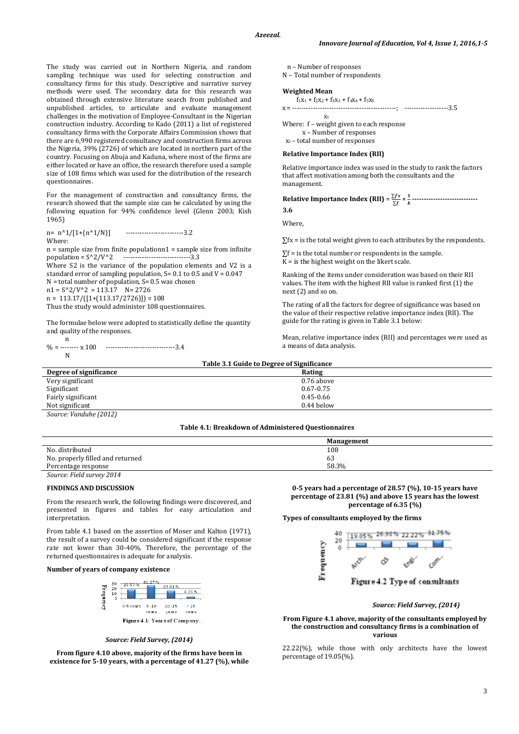The study was carried out in Northern Nigeria, and random sampling technique was used for selecting construction and consultancy firms for this study. Descriptive and narrative survey methods were used. The secondary data for this research was obtained through extensive literature search from published and unpublished articles, to articulate and evaluate management challenges in the motivation of Employee-Consultant in the Nigerian construction industry. According to Kado (2011) a list of registered consultancy firms with the Corporate Affairs Commission shows that there are 6,990 registered consultancy and construction firms across the Nigeria, 39% (2726) of which are located in northern part of the country. Focusing on Abuja and Kaduna, where most of the firms are either located or have an office, the research therefore used a sample size of 108 firms which was used for the distribution of the research questionnaires.

For the management of construction and consultancy firms, the research showed that the sample size can be calculated by using the following equation for 94% confidence level (Glenn 2003; Kish 1965)

n= n^1/[1+(n^1/N)] ------------------------3.2

Where:

n = sample size from finite populationn1 = sample size from infinite population = S^2/V^2 ----------------------------3.3

Where S2 is the variance of the population elements and V2 is a standard error of sampling population, S= 0.1 to 0.5 and V = 0.047

N = total number of population, S= 0.5 was chosen

n1 = S^2/V^2 = 113.17 N= 2726

n = 113.17/([1+(113.17/2726)]) = 108

Thus the study would administer 108 questionnaires.

The formulae below were adopted to statistically define the quantity and quality of the responses.

$$\% = \frac{n}{N} \times 100 \quad \text{------------------------------3.4}$$

n – Number of responses

N – Total number of respondents

**Weighted Mean**

$$x = \frac{f_1x_1 + f_2x_2 + f_3x_3 + f_4x_4 + f_5x_5}{x_t}; \quad \text{------------------3.5}$$

Where: f – weight given to each response

x – Number of responses

$x_t$ – total number of responses

**Relative Importance Index (RII)**

Relative importance index was used in the study to rank the factors that affect motivation among both the consultants and the management.

**Relative Importance Index (RII)** = $\frac{\sum fx}{\sum f} \times \frac{1}{k}$ **---------------------------- 3.6**

Where,

$\sum fx$ = is the total weight given to each attributes by the respondents.

$\sum f$ = is the total number or respondents in the sample.

K = is the highest weight on the likert scale.

Ranking of the items under consideration was based on their RII values. The item with the highest RII value is ranked first (1) the next (2) and so on.

The rating of all the factors for degree of significance was based on the value of their respective relative importance index (RII). The guide for the rating is given in Table 3.1 below:

Mean, relative importance index (RII) and percentages were used as a means of data analysis.

**Table 3.1 Guide to Degree of Significance**

| Degree of significance | Rating |
|---|---|
| Very significant | 0.76 above |
| Significant | 0.67-0.75 |
| Fairly significant | 0.45-0.66 |
| Not significant | 0.44 below |

*Source: Vanduhe (2012)*

**Table 4.1: Breakdown of Administered Questionnaires**

| | Management |
|---|---|
| No. distributed | 108 |
| No. properly filled and returned | 63 |
| Percentage response | 58.3% |

*Source: Field survey 2014*

**FINDINGS AND DISCUSSION**

From the research work, the following findings were discovered, and presented in figures and tables for easy articulation and interpretation.

From table 4.1 based on the assertion of Moser and Kalton (1971), the result of a survey could be considered significant if the response rate not lower than 30-40%. Therefore, the percentage of the returned questionnaires is adequate for analysis.

**Number of years of company existence**

Figure 4.1: Years of Company..

*Source: Field Survey, (2014)*

**From figure 4.10 above, majority of the firms have been in existence for 5-10 years, with a percentage of 41.27 (%), while 0-5 years had a percentage of 28.57 (%), 10-15 years have percentage of 23.81 (%) and above 15 years has the lowest percentage of 6.35 (%)**

**Types of consultants employed by the firms**

Figure 4.2 Type of consultants

*Source: Field Survey, (2014)*

**From Figure 4.1 above, majority of the consultants employed by the construction and consultancy firms is a combination of various**

22.22(%), while those with only architects have the lowest percentage of 19.05(%).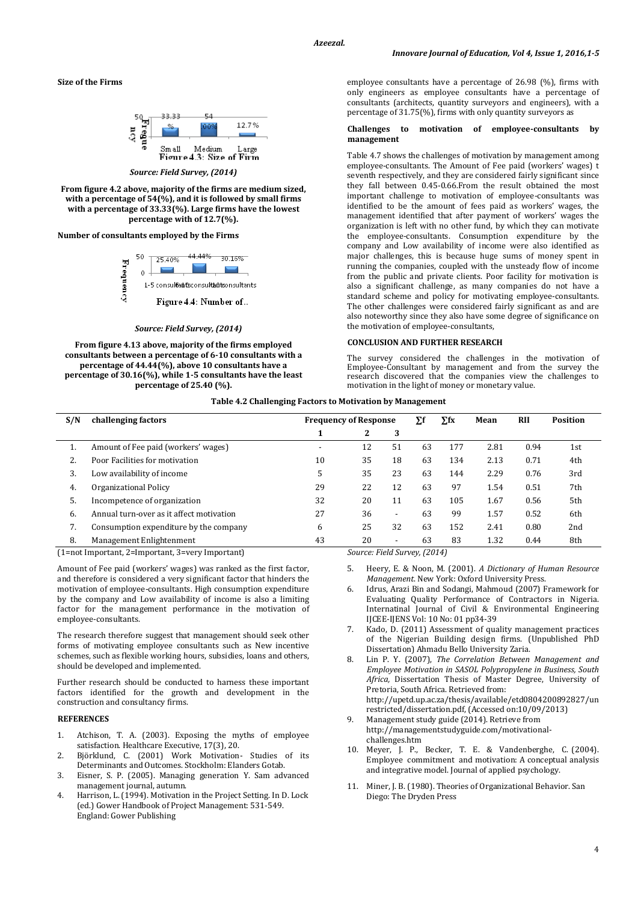**Size of the Firms**

Figure 4.3: Size of Firm

*Source: Field Survey, (2014)*

**From figure 4.2 above, majority of the firms are medium sized, with a percentage of 54(%), and it is followed by small firms with a percentage of 33.33(%). Large firms have the lowest percentage with of 12.7(%).**

**Number of consultants employed by the Firms**

Figure 4.4: Number of..

*Source: Field Survey, (2014)*

**From figure 4.13 above, majority of the firms employed consultants between a percentage of 6-10 consultants with a percentage of 44.44(%), above 10 consultants have a percentage of 30.16(%), while 1-5 consultants have the least percentage of 25.40 (%).**

employee consultants have a percentage of 26.98 (%), firms with only engineers as employee consultants have a percentage of consultants (architects, quantity surveyors and engineers), with a percentage of 31.75(%), firms with only quantity surveyors as

**Challenges to motivation of employee-consultants by management**

Table 4.7 shows the challenges of motivation by management among employee-consultants. The Amount of Fee paid (workers' wages) t seventh respectively, and they are considered fairly significant since they fall between 0.45-0.66.From the result obtained the most important challenge to motivation of employee-consultants was identified to be the amount of fees paid as workers' wages, the management identified that after payment of workers' wages the organization is left with no other fund, by which they can motivate the employee-consultants. Consumption expenditure by the company and Low availability of income were also identified as major challenges, this is because huge sums of money spent in running the companies, coupled with the unsteady flow of income from the public and private clients. Poor facility for motivation is also a significant challenge, as many companies do not have a standard scheme and policy for motivating employee-consultants. The other challenges were considered fairly significant as and are also noteworthy since they also have some degree of significance on the motivation of employee-consultants,

**CONCLUSION AND FURTHER RESEARCH**

The survey considered the challenges in the motivation of Employee-Consultant by management and from the survey the research discovered that the companies view the challenges to motivation in the light of money or monetary value.

**Table 4.2 Challenging Factors to Motivation by Management**

| S/N | challenging factors | Frequency of Response | | | ∑f | ∑fx | Mean | RII | Position |
|---|---|---|---|---|---|---|---|---|---|
| | | 1 | 2 | 3 | | | | | |
| 1. | Amount of Fee paid (workers' wages) | - | 12 | 51 | 63 | 177 | 2.81 | 0.94 | 1st |
| 2. | Poor Facilities for motivation | 10 | 35 | 18 | 63 | 134 | 2.13 | 0.71 | 4th |
| 3. | Low availability of income | 5 | 35 | 23 | 63 | 144 | 2.29 | 0.76 | 3rd |
| 4. | Organizational Policy | 29 | 22 | 12 | 63 | 97 | 1.54 | 0.51 | 7th |
| 5. | Incompetence of organization | 32 | 20 | 11 | 63 | 105 | 1.67 | 0.56 | 5th |
| 6. | Annual turn-over as it affect motivation | 27 | 36 | - | 63 | 99 | 1.57 | 0.52 | 6th |
| 7. | Consumption expenditure by the company | 6 | 25 | 32 | 63 | 152 | 2.41 | 0.80 | 2nd |
| 8. | Management Enlightenment | 43 | 20 | - | 63 | 83 | 1.32 | 0.44 | 8th |

(1=not Important, 2=Important, 3=very Important)

*Source: Field Survey, (2014)*

Amount of Fee paid (workers' wages) was ranked as the first factor, and therefore is considered a very significant factor that hinders the motivation of employee-consultants. High consumption expenditure by the company and Low availability of income is also a limiting factor for the management performance in the motivation of employee-consultants.

The research therefore suggest that management should seek other forms of motivating employee consultants such as New incentive schemes, such as flexible working hours, subsidies, loans and others, should be developed and implemented.

Further research should be conducted to harness these important factors identified for the growth and development in the construction and consultancy firms.

**REFERENCES**

1. Atchison, T. A. (2003). Exposing the myths of employee satisfaction. Healthcare Executive, 17(3), 20.
2. Björklund, C. (2001) Work Motivation- Studies of its Determinants and Outcomes. Stockholm: Elanders Gotab.
3. Eisner, S. P. (2005). Managing generation Y. Sam advanced management journal, autumn.
4. Harrison, L. (1994). Motivation in the Project Setting. In D. Lock (ed.) Gower Handbook of Project Management: 531-549. England: Gower Publishing
5. Heery, E. & Noon, M. (2001). *A Dictionary of Human Resource Management*. New York: Oxford University Press.
6. Idrus, Arazi Bin and Sodangi, Mahmoud (2007) Framework for Evaluating Quality Performance of Contractors in Nigeria. Internatinal Journal of Civil & Environmental Engineering IJCEE-IJENS Vol: 10 No: 01 pp34-39
7. Kado, D. (2011) Assessment of quality management practices of the Nigerian Building design firms. (Unpublished PhD Dissertation) Ahmadu Bello University Zaria.
8. Lin P. Y. (2007), *The Correlation Between Management and Employee Motivation in SASOL Polypropylene in Business, South Africa*, Dissertation Thesis of Master Degree, University of Pretoria, South Africa. Retrieved from: http://upetd.up.ac.za/thesis/available/etd0804200892827/unrestricted/dissertation.pdf, (Accessed on:10/09/2013)
9. Management study guide (2014). Retrieve from http://managementstudyguide.com/motivational-challenges.htm
10. Meyer, J. P., Becker, T. E. & Vandenberghe, C. (2004). Employee commitment and motivation: A conceptual analysis and integrative model. Journal of applied psychology.
11. Miner, J. B. (1980). Theories of Organizational Behavior. San Diego: The Dryden Press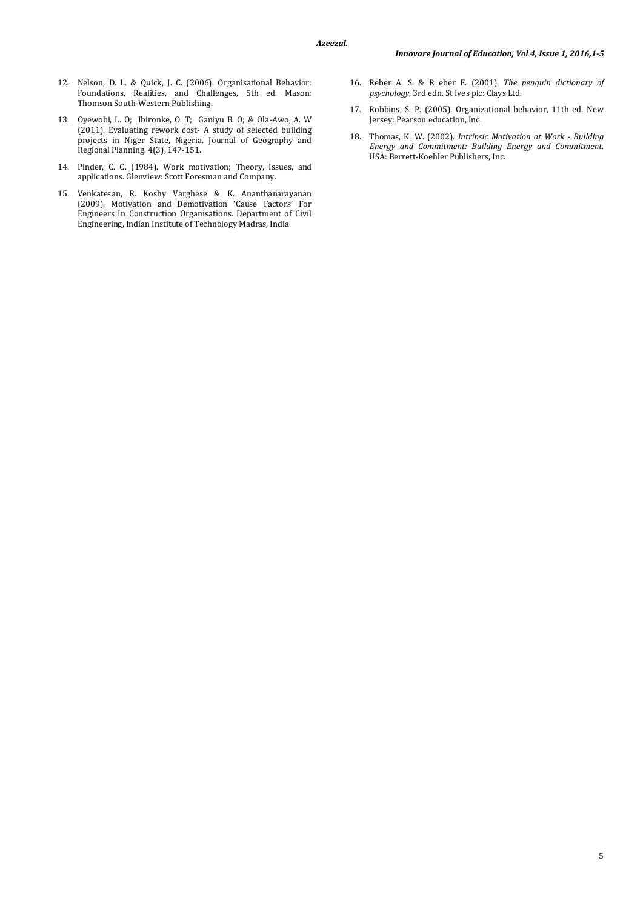12. Nelson, D. L. & Quick, J. C. (2006). Organisational Behavior: Foundations, Realities, and Challenges, 5th ed. Mason: Thomson South-Western Publishing.
13. Oyewobi, L. O; Ibironke, O. T; Ganiyu B. O; & Ola-Awo, A. W (2011). Evaluating rework cost- A study of selected building projects in Niger State, Nigeria. Journal of Geography and Regional Planning. 4(3), 147-151.
14. Pinder, C. C. (1984). Work motivation; Theory, Issues, and applications. Glenview: Scott Foresman and Company.
15. Venkatesan, R. Koshy Varghese & K. Ananthanarayanan (2009). Motivation and Demotivation 'Cause Factors' For Engineers In Construction Organisations. Department of Civil Engineering, Indian Institute of Technology Madras, India
16. Reber A. S. & R eber E. (2001). *The penguin dictionary of psychology*. 3rd edn. St Ives plc: Clays Ltd.
17. Robbins, S. P. (2005). Organizational behavior, 11th ed. New Jersey: Pearson education, Inc.
18. Thomas, K. W. (2002). *Intrinsic Motivation at Work - Building Energy and Commitment: Building Energy and Commitment*. USA: Berrett-Koehler Publishers, Inc.